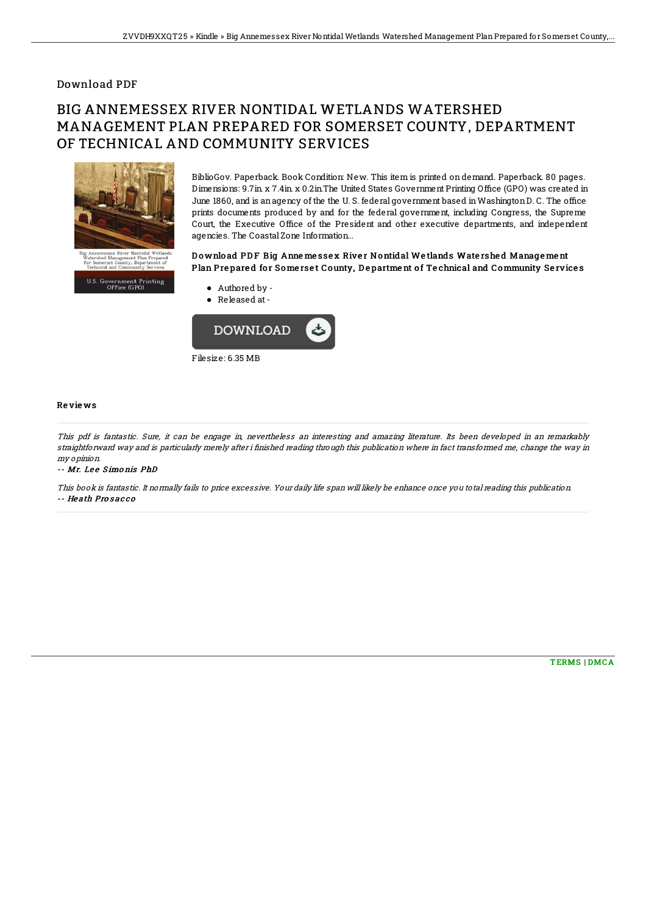## Download PDF

# BIG ANNEMESSEX RIVER NONTIDAL WETLANDS WATERSHED MANAGEMENT PLAN PREPARED FOR SOMERSET COUNTY, DEPARTMENT OF TECHNICAL AND COMMUNITY SERVICES

BiblioGov. Paperback. Book Condition: New. This item is printed on demand. Paperback. 80 pages. Dimensions: 9.7in. x 7.4in. x 0.2in.The United States Government Printing Office (GPO) was created in June 1860, and is an agency of the the U. S. federal government based in Washington D. C. The office prints documents produced by and for the federal government, including Congress, the Supreme Court, the Executive Office of the President and other executive departments, and independent agencies. The Coastal Zone Information...

### Download PDF Big Annemessex River Nontidal Wetlands Watershed Management Plan Prepared for Somerset County, Department of Technical and Community Services

- Authored by -
- Released at -

Filesize: 6.35 MB

## Reviews

*This pdf is fantastic. Sure, it can be engage in, nevertheless an interesting and amazing literature. Its been developed in an remarkably straightforward way and is particularly merely after i finished reading through this publication where in fact transformed me, change the way in my opinion.*

*-- Mr. Lee Simonis PhD*

*This book is fantastic. It normally fails to price excessive. Your daily life span will likely be enhance once you total reading this publication.*

*-- Heath Prosacco*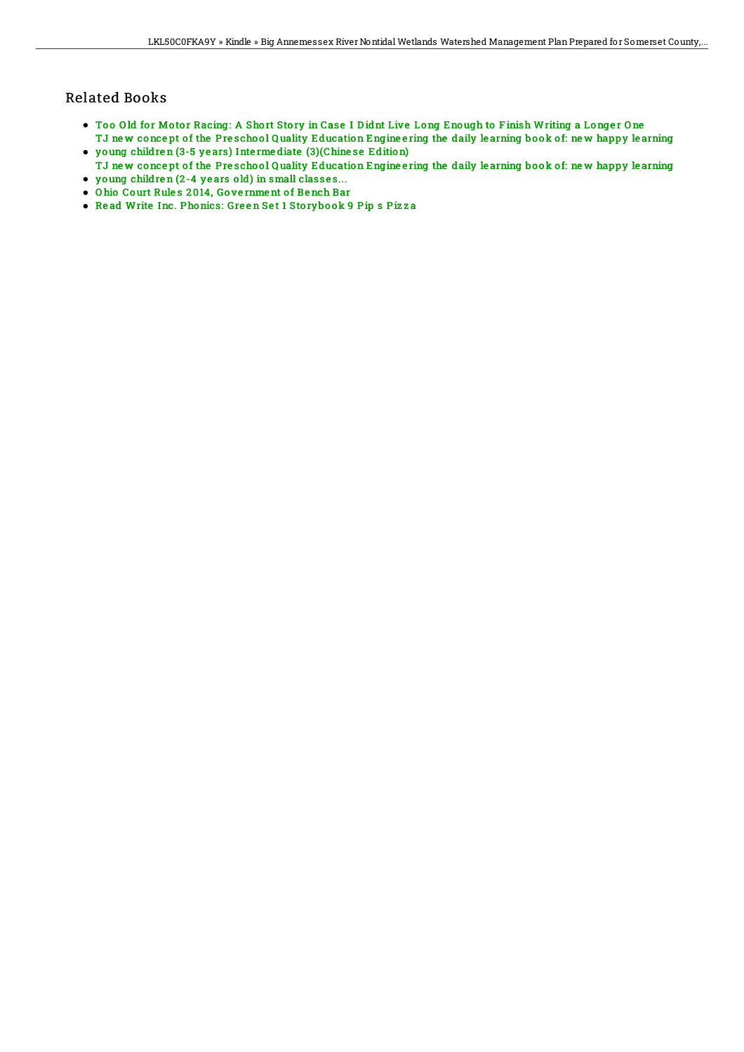## Related Books

- Too Old for Motor Racing: A Short Story in Case I Didnt Live Long Enough to Finish Writing a Longer One
- TJ new concept of the Preschool Quality Education Engineering the daily learning book of: new happy learning young children (3-5 years) Intermediate (3)(Chinese Edition)
- TJ new concept of the Preschool Quality Education Engineering the daily learning book of: new happy learning young children (2-4 years old) in small classes...
- Ohio Court Rules 2014, Government of Bench Bar
- Read Write Inc. Phonics: Green Set 1 Storybook 9 Pip s Pizza